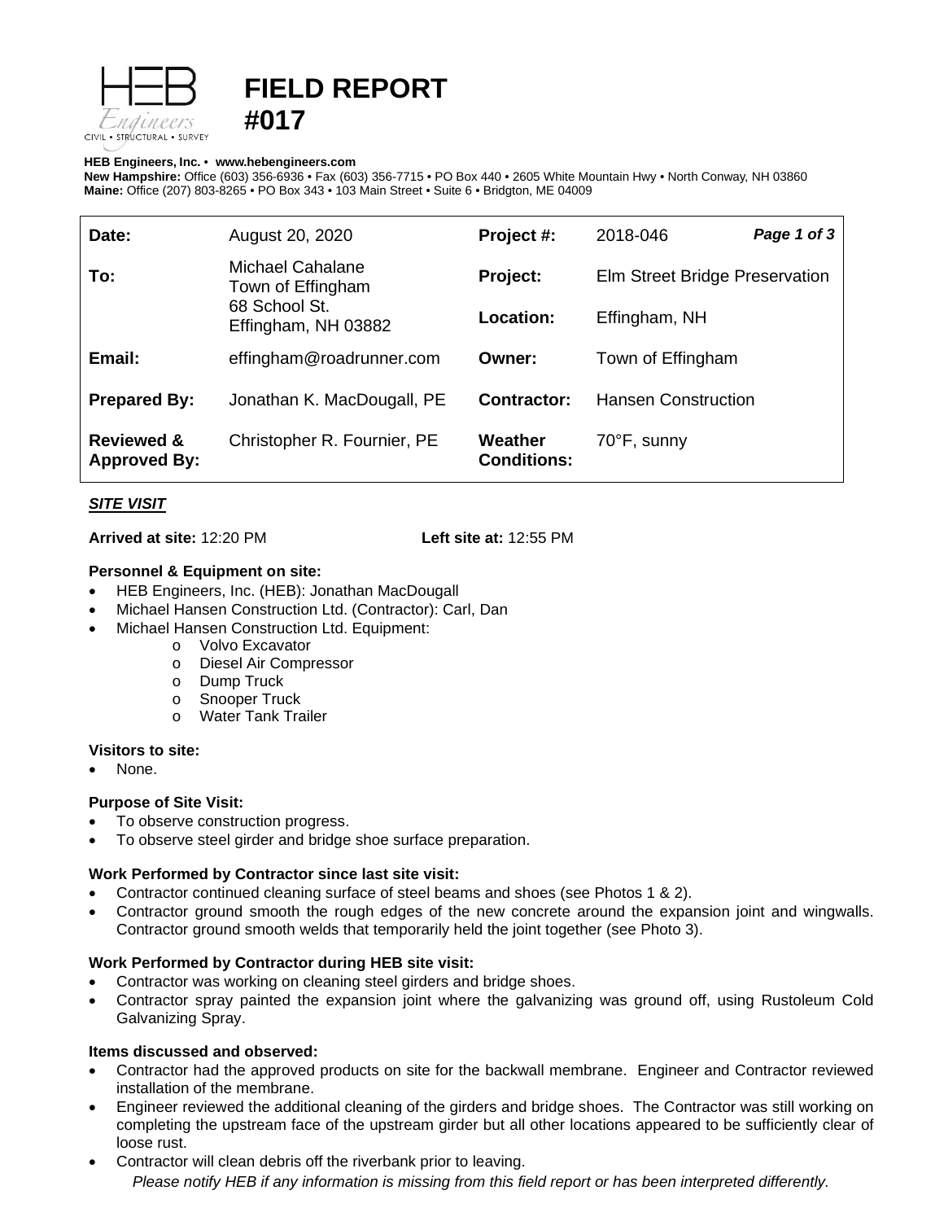# FIELD REPORT #017

**HEB Engineers, Inc.** • **www.hebengineers.com**
**New Hampshire:** Office (603) 356-6936 • Fax (603) 356-7715 • PO Box 440 • 2605 White Mountain Hwy • North Conway, NH 03860
**Maine:** Office (207) 803-8265 • PO Box 343 • 103 Main Street • Suite 6 • Bridgton, ME 04009

| | | | |
|---|---|---|---|
| **Date:** | August 20, 2020 | **Project #:** | 2018-046 |
| **To:** | Michael Cahalane<br>Town of Effingham<br>68 School St.<br>Effingham, NH 03882 | **Project:** | Elm Street Bridge Preservation |
| | | **Location:** | Effingham, NH |
| **Email:** | effingham@roadrunner.com | **Owner:** | Town of Effingham |
| **Prepared By:** | Jonathan K. MacDougall, PE | **Contractor:** | Hansen Construction |
| **Reviewed & Approved By:** | Christopher R. Fournier, PE | **Weather Conditions:** | 70°F, sunny |

## *SITE VISIT*

**Arrived at site:** 12:20 PM **Left site at:** 12:55 PM

**Personnel & Equipment on site:**

- HEB Engineers, Inc. (HEB): Jonathan MacDougall
- Michael Hansen Construction Ltd. (Contractor): Carl, Dan
- Michael Hansen Construction Ltd. Equipment:
  - Volvo Excavator
  - Diesel Air Compressor
  - Dump Truck
  - Snooper Truck
  - Water Tank Trailer

**Visitors to site:**

- None.

**Purpose of Site Visit:**

- To observe construction progress.
- To observe steel girder and bridge shoe surface preparation.

**Work Performed by Contractor since last site visit:**

- Contractor continued cleaning surface of steel beams and shoes (see Photos 1 & 2).
- Contractor ground smooth the rough edges of the new concrete around the expansion joint and wingwalls. Contractor ground smooth welds that temporarily held the joint together (see Photo 3).

**Work Performed by Contractor during HEB site visit:**

- Contractor was working on cleaning steel girders and bridge shoes.
- Contractor spray painted the expansion joint where the galvanizing was ground off, using Rustoleum Cold Galvanizing Spray.

**Items discussed and observed:**

- Contractor had the approved products on site for the backwall membrane. Engineer and Contractor reviewed installation of the membrane.
- Engineer reviewed the additional cleaning of the girders and bridge shoes. The Contractor was still working on completing the upstream face of the upstream girder but all other locations appeared to be sufficiently clear of loose rust.
- Contractor will clean debris off the riverbank prior to leaving.

*Please notify HEB if any information is missing from this field report or has been interpreted differently.*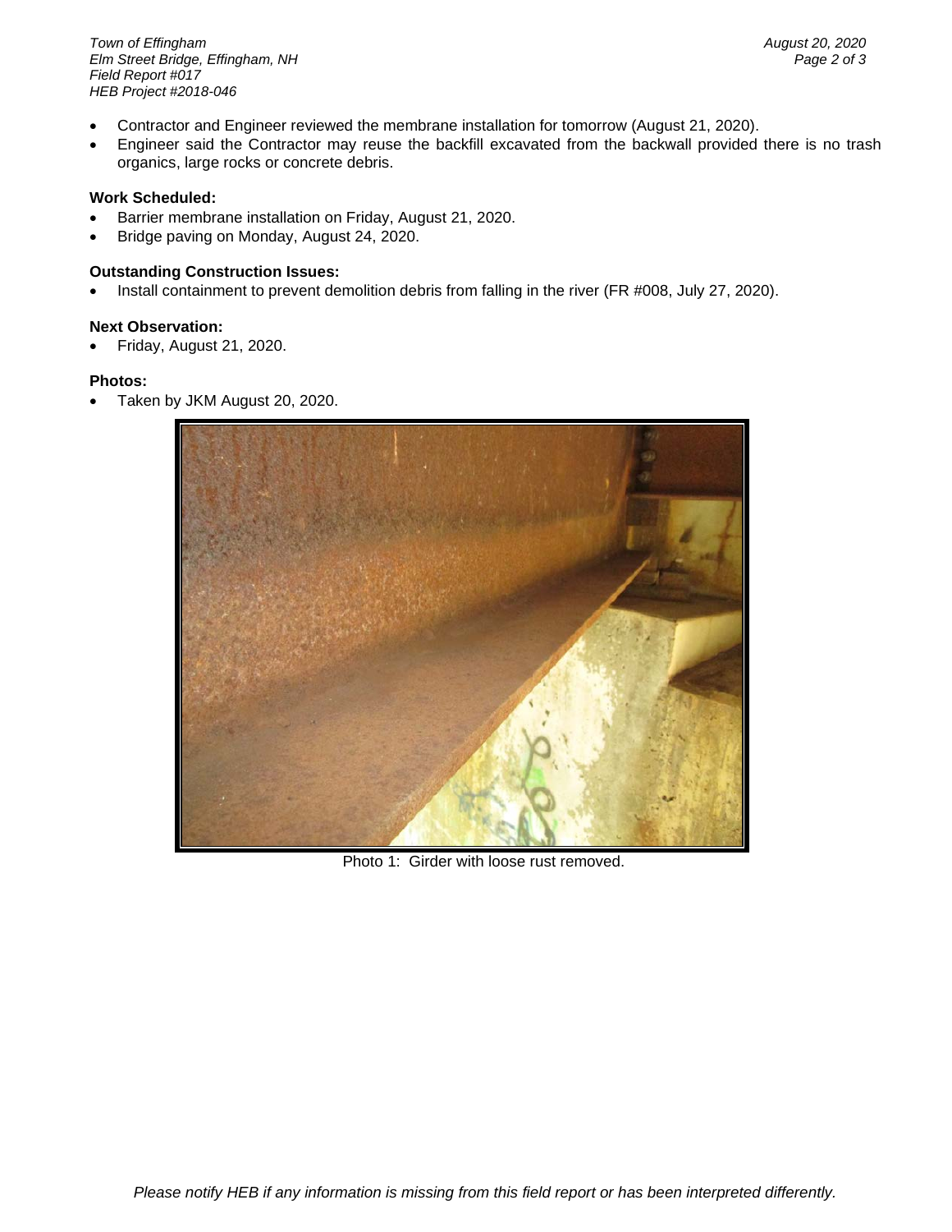- Contractor and Engineer reviewed the membrane installation for tomorrow (August 21, 2020).
- Engineer said the Contractor may reuse the backfill excavated from the backwall provided there is no trash organics, large rocks or concrete debris.

**Work Scheduled:**

- Barrier membrane installation on Friday, August 21, 2020.
- Bridge paving on Monday, August 24, 2020.

**Outstanding Construction Issues:**

- Install containment to prevent demolition debris from falling in the river (FR #008, July 27, 2020).

**Next Observation:**

- Friday, August 21, 2020.

**Photos:**

- Taken by JKM August 20, 2020.

Photo 1: Girder with loose rust removed.

*Please notify HEB if any information is missing from this field report or has been interpreted differently.*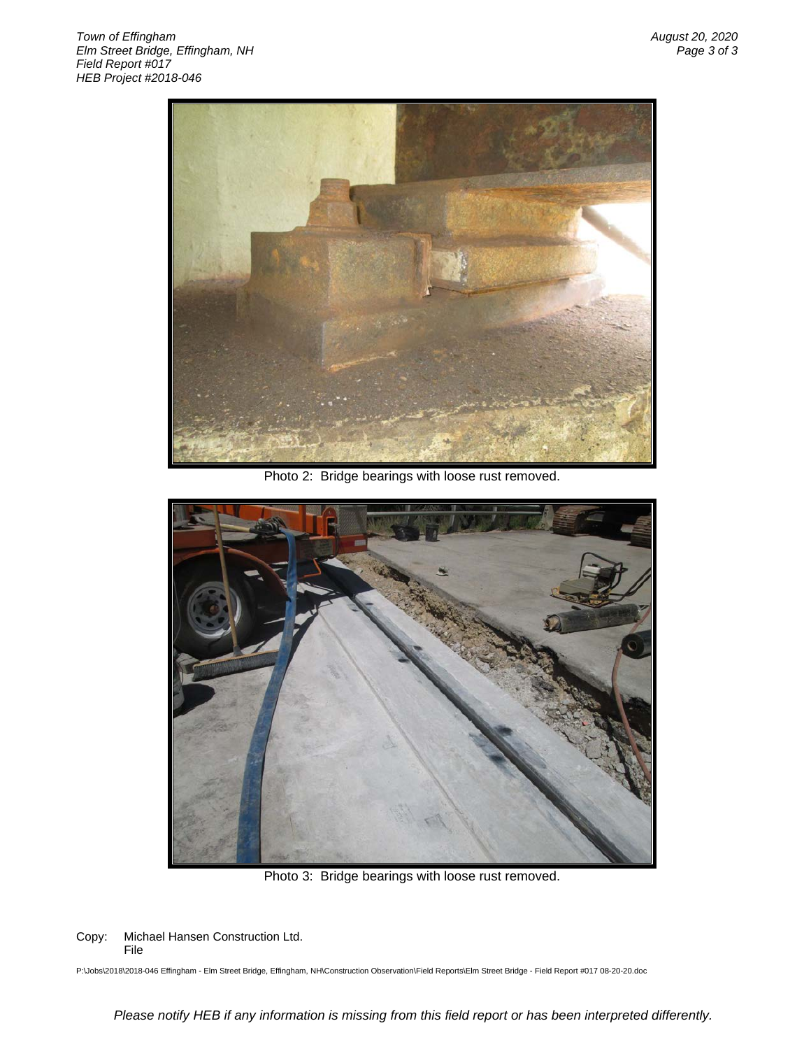Photo 2: Bridge bearings with loose rust removed.

Photo 3: Bridge bearings with loose rust removed.

Copy: Michael Hansen Construction Ltd.
File

P:\Jobs\2018\2018-046 Effingham - Elm Street Bridge, Effingham, NH\Construction Observation\Field Reports\Elm Street Bridge - Field Report #017 08-20-20.doc

*Please notify HEB if any information is missing from this field report or has been interpreted differently.*